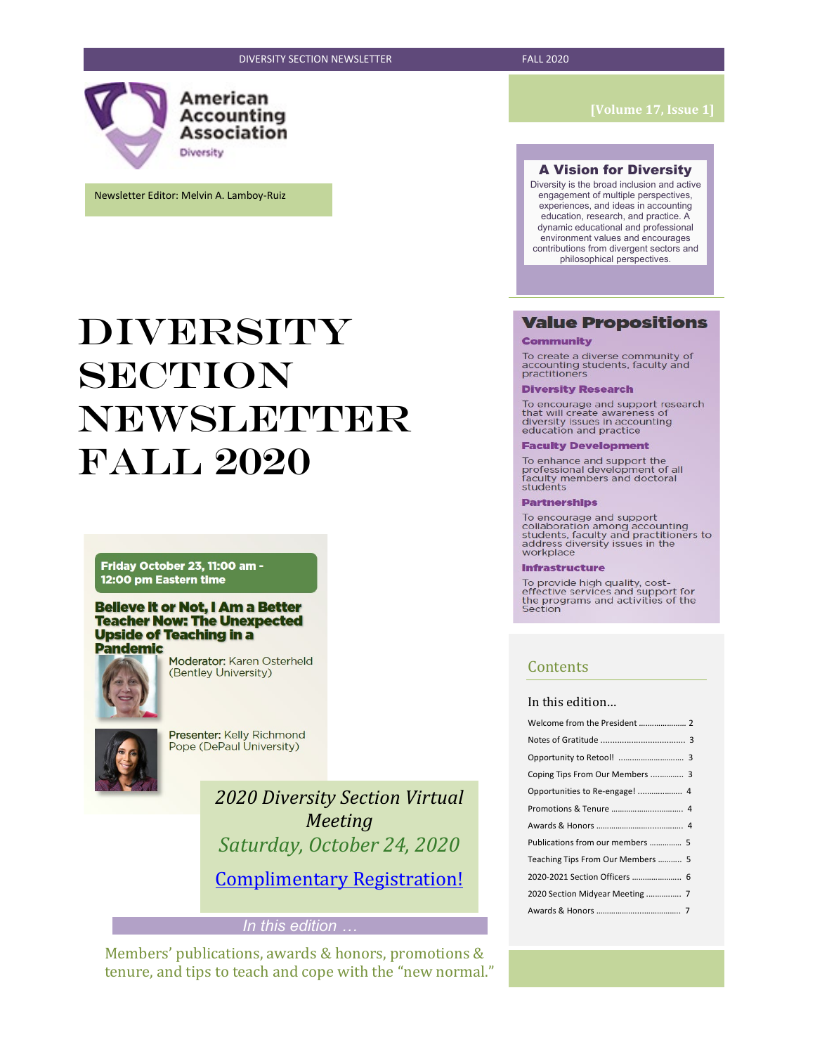American Accounting Association

Diversity

Newsletter Editor: Melvin A. Lamboy-Ruiz

[Volume 17, Issue 1]

# DIVERSITY SECTION NEWSLETTER FALL 2020

## A Vision for Diversity

Diversity is the broad inclusion and active engagement of multiple perspectives, experiences, and ideas in accounting education, research, and practice. A dynamic educational and professional environment values and encourages contributions from divergent sectors and philosophical perspectives.

## Value Propositions

**Community**

To create a diverse community of accounting students, faculty and practitioners

**Diversity Research**

To encourage and support research that will create awareness of diversity issues in accounting education and practice

**Faculty Development**

To enhance and support the professional development of all faculty members and doctoral students

**Partnerships**

To encourage and support collaboration among accounting students, faculty and practitioners to address diversity issues in the workplace

**Infrastructure**

To provide high quality, cost-effective services and support for the programs and activities of the Section

**Friday October 23, 11:00 am - 12:00 pm Eastern time**

**Believe It or Not, I Am a Better Teacher Now: The Unexpected Upside of Teaching in a Pandemic**

Moderator: Karen Osterheld (Bentley University)

Presenter: Kelly Richmond Pope (DePaul University)

*2020 Diversity Section Virtual Meeting*

*Saturday, October 24, 2020*

Complimentary Registration!

## Contents

In this edition…

| | |
|---|---|
| Welcome from the President | 2 |
| Notes of Gratitude | 3 |
| Opportunity to Retool! | 3 |
| Coping Tips From Our Members | 3 |
| Opportunities to Re-engage! | 4 |
| Promotions & Tenure | 4 |
| Awards & Honors | 4 |
| Publications from our members | 5 |
| Teaching Tips From Our Members | 5 |
| 2020-2021 Section Officers | 6 |
| 2020 Section Midyear Meeting | 7 |
| Awards & Honors | 7 |

*In this edition …*

Members' publications, awards & honors, promotions & tenure, and tips to teach and cope with the "new normal."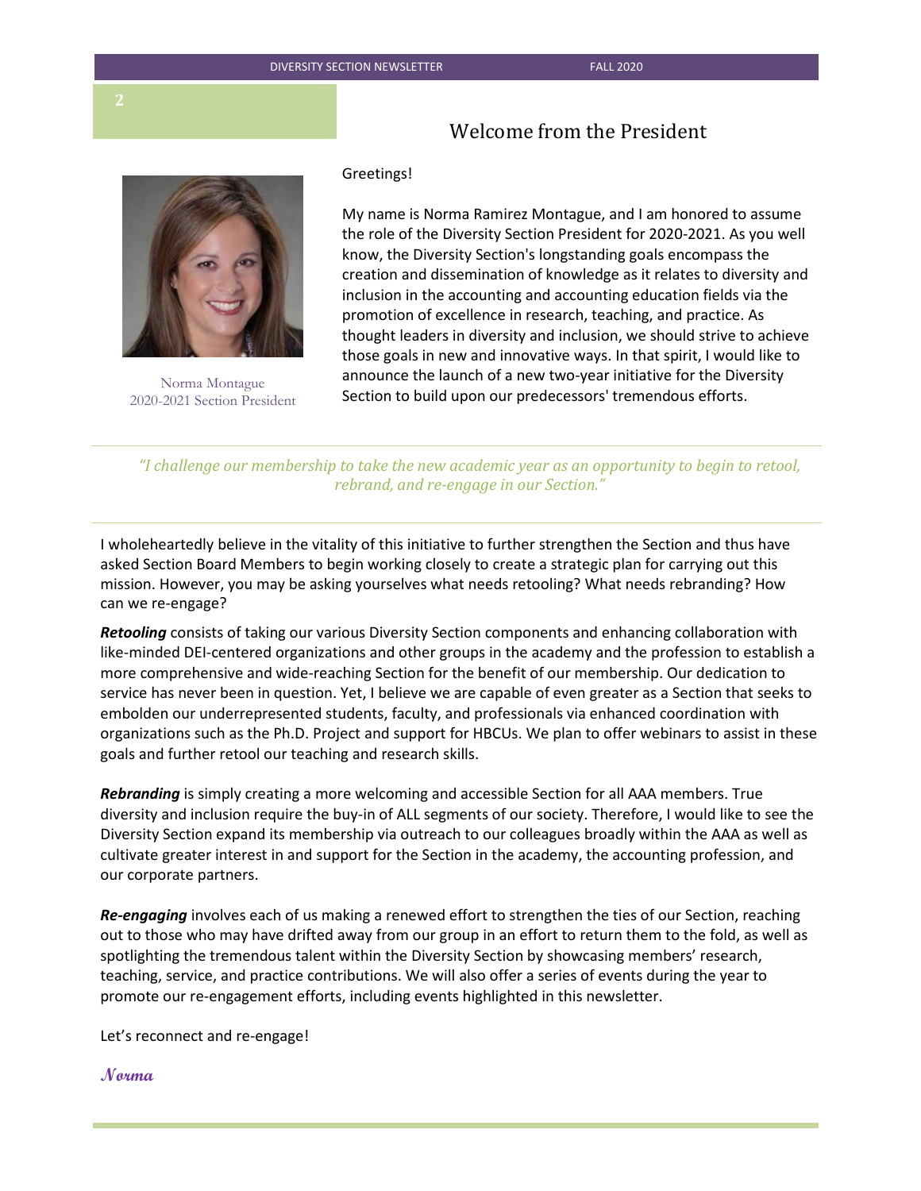# Welcome from the President

Norma Montague
2020-2021 Section President

Greetings!

My name is Norma Ramirez Montague, and I am honored to assume the role of the Diversity Section President for 2020-2021. As you well know, the Diversity Section's longstanding goals encompass the creation and dissemination of knowledge as it relates to diversity and inclusion in the accounting and accounting education fields via the promotion of excellence in research, teaching, and practice. As thought leaders in diversity and inclusion, we should strive to achieve those goals in new and innovative ways. In that spirit, I would like to announce the launch of a new two-year initiative for the Diversity Section to build upon our predecessors' tremendous efforts.

*"I challenge our membership to take the new academic year as an opportunity to begin to retool, rebrand, and re-engage in our Section."*

I wholeheartedly believe in the vitality of this initiative to further strengthen the Section and thus have asked Section Board Members to begin working closely to create a strategic plan for carrying out this mission. However, you may be asking yourselves what needs retooling? What needs rebranding? How can we re-engage?

***Retooling*** consists of taking our various Diversity Section components and enhancing collaboration with like-minded DEI-centered organizations and other groups in the academy and the profession to establish a more comprehensive and wide-reaching Section for the benefit of our membership. Our dedication to service has never been in question. Yet, I believe we are capable of even greater as a Section that seeks to embolden our underrepresented students, faculty, and professionals via enhanced coordination with organizations such as the Ph.D. Project and support for HBCUs. We plan to offer webinars to assist in these goals and further retool our teaching and research skills.

***Rebranding*** is simply creating a more welcoming and accessible Section for all AAA members. True diversity and inclusion require the buy-in of ALL segments of our society. Therefore, I would like to see the Diversity Section expand its membership via outreach to our colleagues broadly within the AAA as well as cultivate greater interest in and support for the Section in the academy, the accounting profession, and our corporate partners.

***Re-engaging*** involves each of us making a renewed effort to strengthen the ties of our Section, reaching out to those who may have drifted away from our group in an effort to return them to the fold, as well as spotlighting the tremendous talent within the Diversity Section by showcasing members' research, teaching, service, and practice contributions. We will also offer a series of events during the year to promote our re-engagement efforts, including events highlighted in this newsletter.

Let's reconnect and re-engage!

***Norma***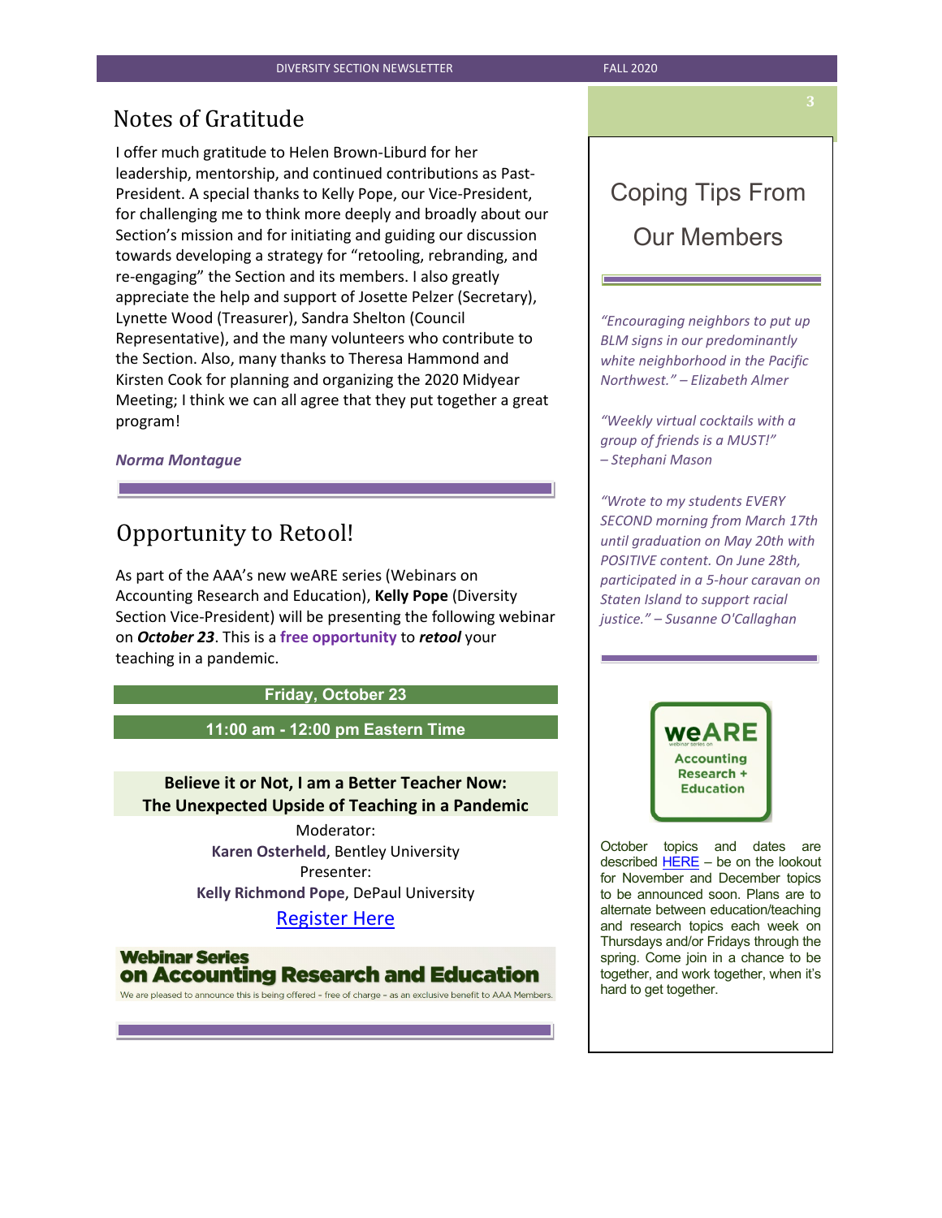# Notes of Gratitude

I offer much gratitude to Helen Brown-Liburd for her leadership, mentorship, and continued contributions as Past-President. A special thanks to Kelly Pope, our Vice-President, for challenging me to think more deeply and broadly about our Section's mission and for initiating and guiding our discussion towards developing a strategy for "retooling, rebranding, and re-engaging" the Section and its members. I also greatly appreciate the help and support of Josette Pelzer (Secretary), Lynette Wood (Treasurer), Sandra Shelton (Council Representative), and the many volunteers who contribute to the Section. Also, many thanks to Theresa Hammond and Kirsten Cook for planning and organizing the 2020 Midyear Meeting; I think we can all agree that they put together a great program!

***Norma Montague***

# Opportunity to Retool!

As part of the AAA's new weARE series (Webinars on Accounting Research and Education), **Kelly Pope** (Diversity Section Vice-President) will be presenting the following webinar on ***October 23***. This is a **free opportunity** to ***retool*** your teaching in a pandemic.

**Friday, October 23**

**11:00 am - 12:00 pm Eastern Time**

**Believe it or Not, I am a Better Teacher Now: The Unexpected Upside of Teaching in a Pandemic**

Moderator:
**Karen Osterheld**, Bentley University

Presenter:
**Kelly Richmond Pope**, DePaul University

[Register Here]

**Webinar Series on Accounting Research and Education**

We are pleased to announce this is being offered – free of charge – as an exclusive benefit to AAA Members.

# Coping Tips From Our Members

*"Encouraging neighbors to put up BLM signs in our predominantly white neighborhood in the Pacific Northwest." – Elizabeth Almer*

*"Weekly virtual cocktails with a group of friends is a MUST!" – Stephani Mason*

*"Wrote to my students EVERY SECOND morning from March 17th until graduation on May 20th with POSITIVE content. On June 28th, participated in a 5-hour caravan on Staten Island to support racial justice." – Susanne O'Callaghan*

**weARE** webinar series on Accounting Research + Education

October topics and dates are described [HERE] – be on the lookout for November and December topics to be announced soon. Plans are to alternate between education/teaching and research topics each week on Thursdays and/or Fridays through the spring. Come join in a chance to be together, and work together, when it's hard to get together.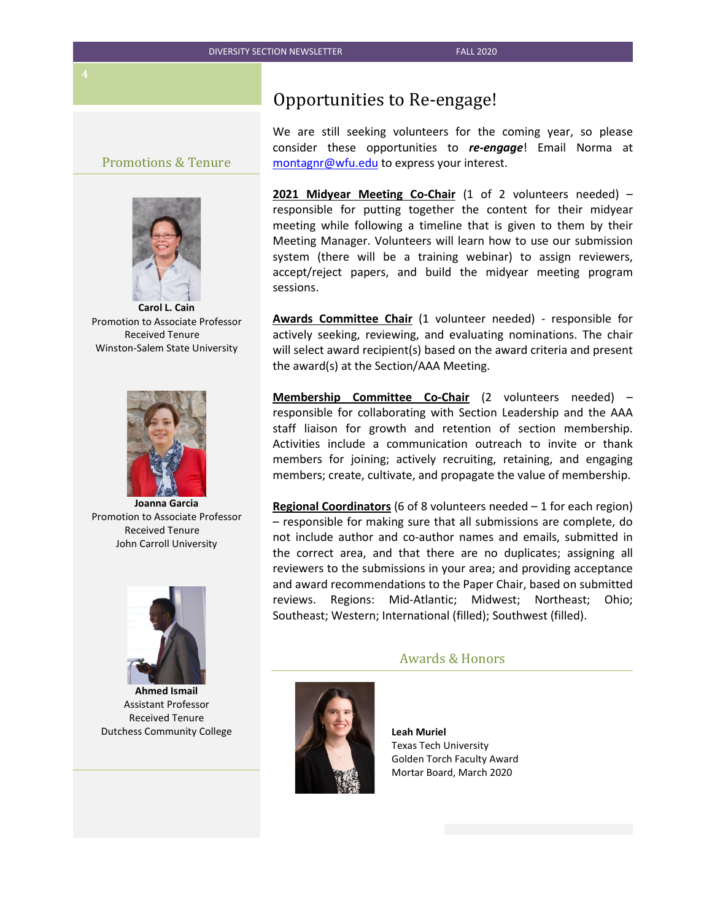## Promotions & Tenure

**Carol L. Cain**
Promotion to Associate Professor
Received Tenure
Winston-Salem State University

**Joanna Garcia**
Promotion to Associate Professor
Received Tenure
John Carroll University

**Ahmed Ismail**
Assistant Professor
Received Tenure
Dutchess Community College

# Opportunities to Re-engage!

We are still seeking volunteers for the coming year, so please consider these opportunities to ***re-engage***! Email Norma at montagnr@wfu.edu to express your interest.

**2021 Midyear Meeting Co-Chair** (1 of 2 volunteers needed) – responsible for putting together the content for their midyear meeting while following a timeline that is given to them by their Meeting Manager. Volunteers will learn how to use our submission system (there will be a training webinar) to assign reviewers, accept/reject papers, and build the midyear meeting program sessions.

**Awards Committee Chair** (1 volunteer needed) - responsible for actively seeking, reviewing, and evaluating nominations. The chair will select award recipient(s) based on the award criteria and present the award(s) at the Section/AAA Meeting.

**Membership Committee Co-Chair** (2 volunteers needed) – responsible for collaborating with Section Leadership and the AAA staff liaison for growth and retention of section membership. Activities include a communication outreach to invite or thank members for joining; actively recruiting, retaining, and engaging members; create, cultivate, and propagate the value of membership.

**Regional Coordinators** (6 of 8 volunteers needed – 1 for each region) – responsible for making sure that all submissions are complete, do not include author and co-author names and emails, submitted in the correct area, and that there are no duplicates; assigning all reviewers to the submissions in your area; and providing acceptance and award recommendations to the Paper Chair, based on submitted reviews. Regions: Mid-Atlantic; Midwest; Northeast; Ohio; Southeast; Western; International (filled); Southwest (filled).

## Awards & Honors

**Leah Muriel**
Texas Tech University
Golden Torch Faculty Award
Mortar Board, March 2020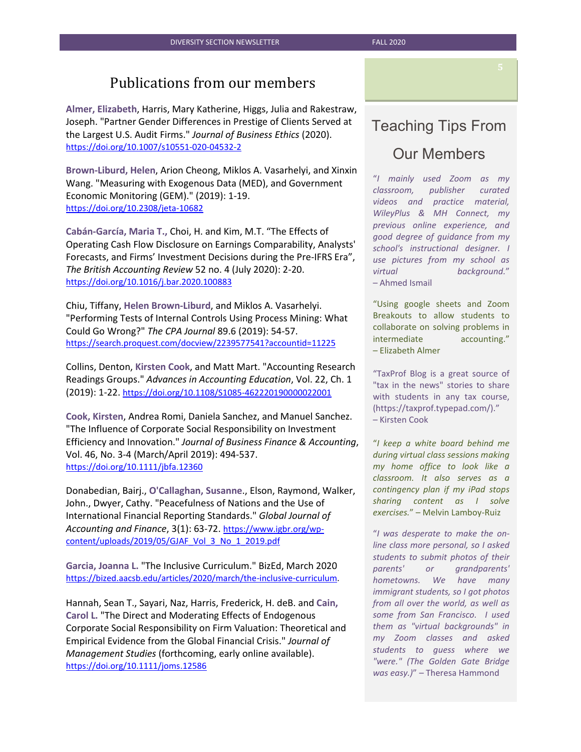# Publications from our members

**Almer, Elizabeth**, Harris, Mary Katherine, Higgs, Julia and Rakestraw, Joseph. "Partner Gender Differences in Prestige of Clients Served at the Largest U.S. Audit Firms." *Journal of Business Ethics* (2020). https://doi.org/10.1007/s10551-020-04532-2

**Brown-Liburd, Helen**, Arion Cheong, Miklos A. Vasarhelyi, and Xinxin Wang. "Measuring with Exogenous Data (MED), and Government Economic Monitoring (GEM)." (2019): 1-19. https://doi.org/10.2308/jeta-10682

**Cabán-García, Maria T.,** Choi, H. and Kim, M.T. "The Effects of Operating Cash Flow Disclosure on Earnings Comparability, Analysts' Forecasts, and Firms' Investment Decisions during the Pre-IFRS Era", *The British Accounting Review* 52 no. 4 (July 2020): 2-20. https://doi.org/10.1016/j.bar.2020.100883

Chiu, Tiffany, **Helen Brown-Liburd**, and Miklos A. Vasarhelyi. "Performing Tests of Internal Controls Using Process Mining: What Could Go Wrong?" *The CPA Journal* 89.6 (2019): 54-57. https://search.proquest.com/docview/2239577541?accountid=11225

Collins, Denton, **Kirsten Cook**, and Matt Mart. "Accounting Research Readings Groups." *Advances in Accounting Education*, Vol. 22, Ch. 1 (2019): 1-22. https://doi.org/10.1108/S1085-462220190000022001

**Cook, Kirsten**, Andrea Romi, Daniela Sanchez, and Manuel Sanchez. "The Influence of Corporate Social Responsibility on Investment Efficiency and Innovation." *Journal of Business Finance & Accounting*, Vol. 46, No. 3-4 (March/April 2019): 494-537. https://doi.org/10.1111/jbfa.12360

Donabedian, Bairj., **O'Callaghan, Susanne**., Elson, Raymond, Walker, John., Dwyer, Cathy. "Peacefulness of Nations and the Use of International Financial Reporting Standards." *Global Journal of Accounting and Finance*, 3(1): 63-72. https://www.igbr.org/wp-content/uploads/2019/05/GJAF_Vol_3_No_1_2019.pdf

**Garcia, Joanna L.** "The Inclusive Curriculum." BizEd, March 2020 https://bized.aacsb.edu/articles/2020/march/the-inclusive-curriculum.

Hannah, Sean T., Sayari, Naz, Harris, Frederick, H. deB. and **Cain, Carol L.** "The Direct and Moderating Effects of Endogenous Corporate Social Responsibility on Firm Valuation: Theoretical and Empirical Evidence from the Global Financial Crisis." *Journal of Management Studies* (forthcoming, early online available). https://doi.org/10.1111/joms.12586

## Teaching Tips From Our Members

*"I mainly used Zoom as my classroom, publisher curated videos and practice material, WileyPlus & MH Connect, my previous online experience, and good degree of guidance from my school's instructional designer. I use pictures from my school as virtual background."*
– Ahmed Ismail

"Using google sheets and Zoom Breakouts to allow students to collaborate on solving problems in intermediate accounting."
– Elizabeth Almer

"TaxProf Blog is a great source of "tax in the news" stories to share with students in any tax course, (https://taxprof.typepad.com/)."
– Kirsten Cook

*"I keep a white board behind me during virtual class sessions making my home office to look like a classroom. It also serves as a contingency plan if my iPad stops sharing content as I solve exercises."* – Melvin Lamboy-Ruiz

*"I was desperate to make the on-line class more personal, so I asked students to submit photos of their parents' or grandparents' hometowns. We have many immigrant students, so I got photos from all over the world, as well as some from San Francisco. I used them as "virtual backgrounds" in my Zoom classes and asked students to guess where we "were." (The Golden Gate Bridge was easy.)"* – Theresa Hammond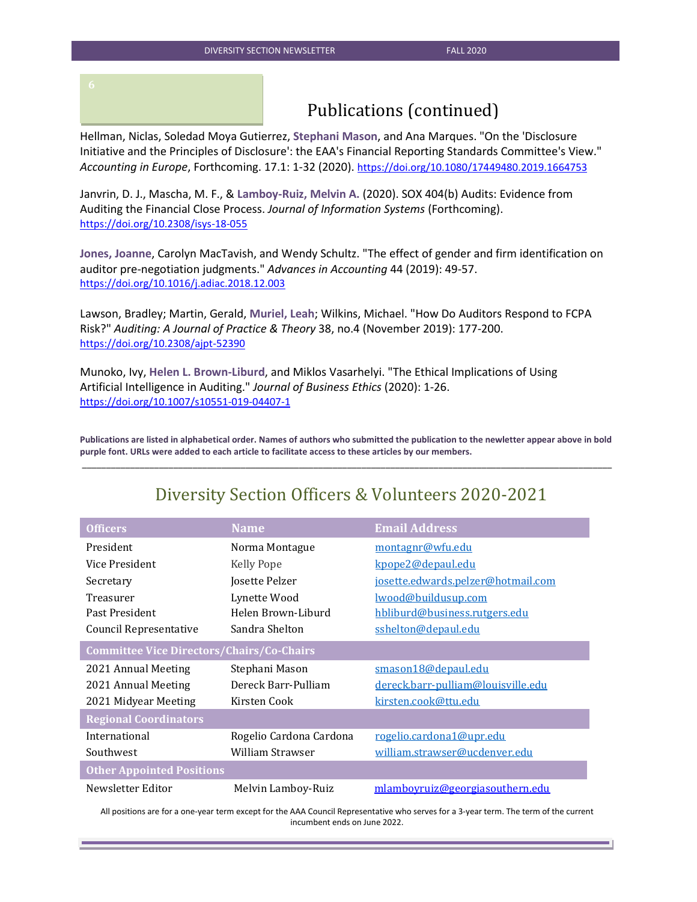## Publications (continued)

Hellman, Niclas, Soledad Moya Gutierrez, **Stephani Mason**, and Ana Marques. "On the 'Disclosure Initiative and the Principles of Disclosure': the EAA's Financial Reporting Standards Committee's View." *Accounting in Europe*, Forthcoming. 17.1: 1-32 (2020). https://doi.org/10.1080/17449480.2019.1664753

Janvrin, D. J., Mascha, M. F., & **Lamboy-Ruiz, Melvin A.** (2020). SOX 404(b) Audits: Evidence from Auditing the Financial Close Process. *Journal of Information Systems* (Forthcoming). https://doi.org/10.2308/isys-18-055

**Jones, Joanne**, Carolyn MacTavish, and Wendy Schultz. "The effect of gender and firm identification on auditor pre-negotiation judgments." *Advances in Accounting* 44 (2019): 49-57. https://doi.org/10.1016/j.adiac.2018.12.003

Lawson, Bradley; Martin, Gerald, **Muriel, Leah**; Wilkins, Michael. "How Do Auditors Respond to FCPA Risk?" *Auditing: A Journal of Practice & Theory* 38, no.4 (November 2019): 177-200. https://doi.org/10.2308/ajpt-52390

Munoko, Ivy, **Helen L. Brown-Liburd**, and Miklos Vasarhelyi. "The Ethical Implications of Using Artificial Intelligence in Auditing." *Journal of Business Ethics* (2020): 1-26. https://doi.org/10.1007/s10551-019-04407-1

**Publications are listed in alphabetical order. Names of authors who submitted the publication to the newletter appear above in bold purple font. URLs were added to each article to facilitate access to these articles by our members.**

---

## Diversity Section Officers & Volunteers 2020-2021

| Officers | Name | Email Address |
|---|---|---|
| President | Norma Montague | montagnr@wfu.edu |
| Vice President | Kelly Pope | kpope2@depaul.edu |
| Secretary | Josette Pelzer | josette.edwards.pelzer@hotmail.com |
| Treasurer | Lynette Wood | lwood@buildusup.com |
| Past President | Helen Brown-Liburd | hbliburd@business.rutgers.edu |
| Council Representative | Sandra Shelton | sshelton@depaul.edu |
| **Committee Vice Directors/Chairs/Co-Chairs** | | |
| 2021 Annual Meeting | Stephani Mason | smason18@depaul.edu |
| 2021 Annual Meeting | Dereck Barr-Pulliam | dereck.barr-pulliam@louisville.edu |
| 2021 Midyear Meeting | Kirsten Cook | kirsten.cook@ttu.edu |
| **Regional Coordinators** | | |
| International | Rogelio Cardona Cardona | rogelio.cardona1@upr.edu |
| Southwest | William Strawser | william.strawser@ucdenver.edu |
| **Other Appointed Positions** | | |
| Newsletter Editor | Melvin Lamboy-Ruiz | mlamboyruiz@georgiasouthern.edu |

All positions are for a one-year term except for the AAA Council Representative who serves for a 3-year term. The term of the current incumbent ends on June 2022.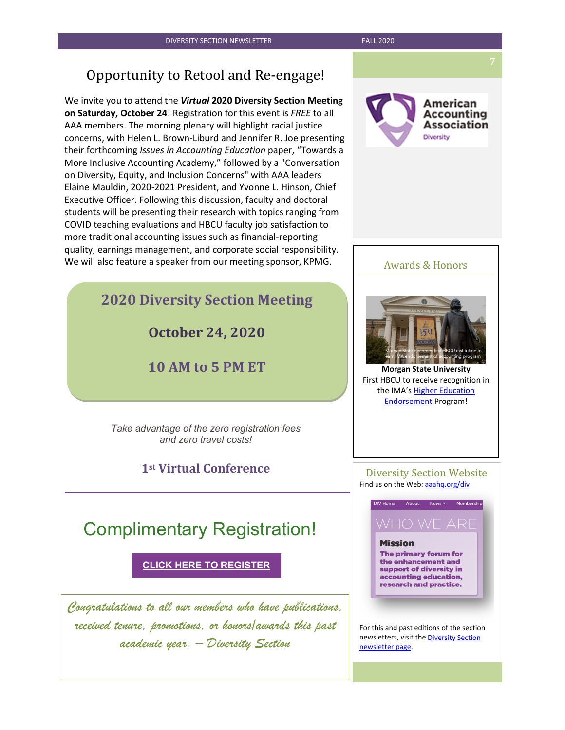# Opportunity to Retool and Re-engage!

We invite you to attend the ***Virtual* 2020 Diversity Section Meeting on Saturday, October 24**! Registration for this event is *FREE* to all AAA members. The morning plenary will highlight racial justice concerns, with Helen L. Brown-Liburd and Jennifer R. Joe presenting their forthcoming *Issues in Accounting Education* paper, "Towards a More Inclusive Accounting Academy," followed by a "Conversation on Diversity, Equity, and Inclusion Concerns" with AAA leaders Elaine Mauldin, 2020-2021 President, and Yvonne L. Hinson, Chief Executive Officer. Following this discussion, faculty and doctoral students will be presenting their research with topics ranging from COVID teaching evaluations and HBCU faculty job satisfaction to more traditional accounting issues such as financial-reporting quality, earnings management, and corporate social responsibility. We will also feature a speaker from our meeting sponsor, KPMG.

## 2020 Diversity Section Meeting

**October 24, 2020**

**10 AM to 5 PM ET**

*Take advantage of the zero registration fees and zero travel costs!*

**1st Virtual Conference**

## Complimentary Registration!

**CLICK HERE TO REGISTER**

*Congratulations to all our members who have publications, received tenure, promotions, or honors/awards this past academic year. – Diversity Section*

American Accounting Association
Diversity

## Awards & Honors

Morgan State becomes first HBCU institution to earn IMA endorsement of accounting program

**Morgan State University**
First HBCU to receive recognition in the IMA's Higher Education Endorsement Program!

## Diversity Section Website

Find us on the Web: aaahq.org/div

DIV Home | About | News | Membership

WHO WE ARE

**Mission**

**The primary forum for the enhancement and support of diversity in accounting education, research and practice.**

For this and past editions of the section newsletters, visit the Diversity Section newsletter page.